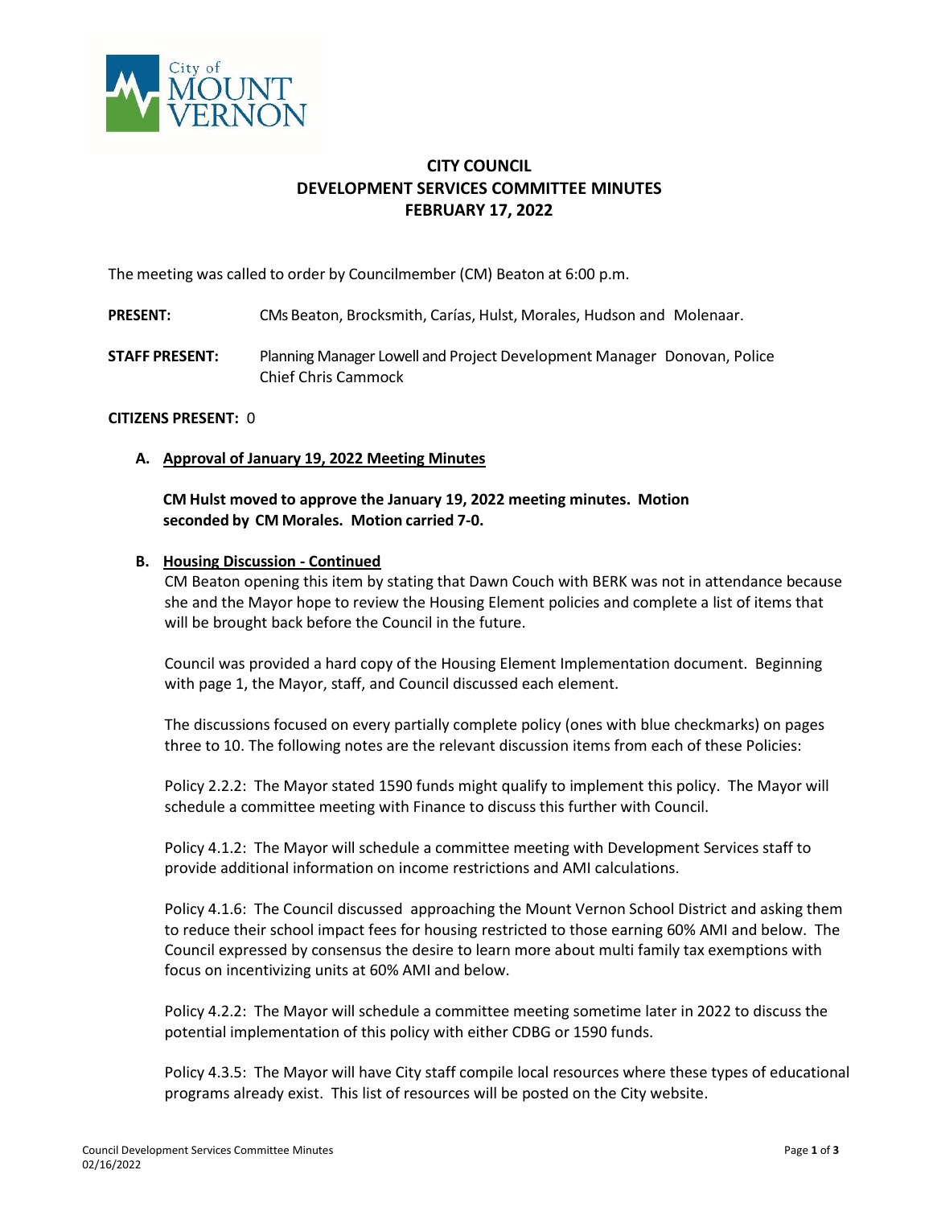City of MOUNT VERNON

# CITY COUNCIL
# DEVELOPMENT SERVICES COMMITTEE MINUTES
# FEBRUARY 17, 2022

The meeting was called to order by Councilmember (CM) Beaton at 6:00 p.m.

**PRESENT:** CMs Beaton, Brocksmith, Carías, Hulst, Morales, Hudson and Molenaar.

**STAFF PRESENT:** Planning Manager Lowell and Project Development Manager Donovan, Police Chief Chris Cammock

**CITIZENS PRESENT:** 0

**A. Approval of January 19, 2022 Meeting Minutes**

**CM Hulst moved to approve the January 19, 2022 meeting minutes. Motion seconded by CM Morales. Motion carried 7-0.**

**B. Housing Discussion - Continued**

CM Beaton opening this item by stating that Dawn Couch with BERK was not in attendance because she and the Mayor hope to review the Housing Element policies and complete a list of items that will be brought back before the Council in the future.

Council was provided a hard copy of the Housing Element Implementation document. Beginning with page 1, the Mayor, staff, and Council discussed each element.

The discussions focused on every partially complete policy (ones with blue checkmarks) on pages three to 10. The following notes are the relevant discussion items from each of these Policies:

Policy 2.2.2: The Mayor stated 1590 funds might qualify to implement this policy. The Mayor will schedule a committee meeting with Finance to discuss this further with Council.

Policy 4.1.2: The Mayor will schedule a committee meeting with Development Services staff to provide additional information on income restrictions and AMI calculations.

Policy 4.1.6: The Council discussed approaching the Mount Vernon School District and asking them to reduce their school impact fees for housing restricted to those earning 60% AMI and below. The Council expressed by consensus the desire to learn more about multi family tax exemptions with focus on incentivizing units at 60% AMI and below.

Policy 4.2.2: The Mayor will schedule a committee meeting sometime later in 2022 to discuss the potential implementation of this policy with either CDBG or 1590 funds.

Policy 4.3.5: The Mayor will have City staff compile local resources where these types of educational programs already exist. This list of resources will be posted on the City website.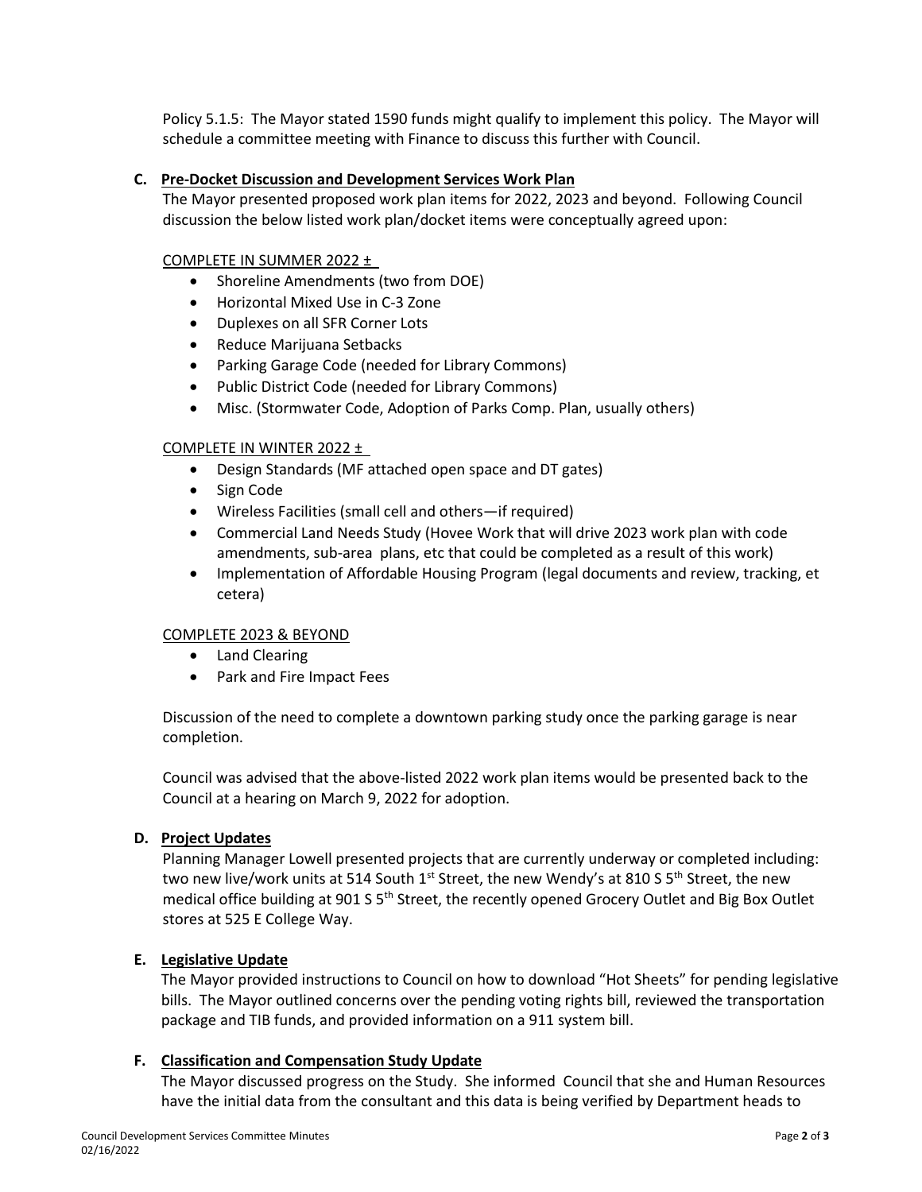Policy 5.1.5: The Mayor stated 1590 funds might qualify to implement this policy. The Mayor will schedule a committee meeting with Finance to discuss this further with Council.

**C. Pre-Docket Discussion and Development Services Work Plan**

The Mayor presented proposed work plan items for 2022, 2023 and beyond. Following Council discussion the below listed work plan/docket items were conceptually agreed upon:

COMPLETE IN SUMMER 2022 ±

- Shoreline Amendments (two from DOE)
- Horizontal Mixed Use in C-3 Zone
- Duplexes on all SFR Corner Lots
- Reduce Marijuana Setbacks
- Parking Garage Code (needed for Library Commons)
- Public District Code (needed for Library Commons)
- Misc. (Stormwater Code, Adoption of Parks Comp. Plan, usually others)

COMPLETE IN WINTER 2022 ±

- Design Standards (MF attached open space and DT gates)
- Sign Code
- Wireless Facilities (small cell and others—if required)
- Commercial Land Needs Study (Hovee Work that will drive 2023 work plan with code amendments, sub-area plans, etc that could be completed as a result of this work)
- Implementation of Affordable Housing Program (legal documents and review, tracking, et cetera)

COMPLETE 2023 & BEYOND

- Land Clearing
- Park and Fire Impact Fees

Discussion of the need to complete a downtown parking study once the parking garage is near completion.

Council was advised that the above-listed 2022 work plan items would be presented back to the Council at a hearing on March 9, 2022 for adoption.

**D. Project Updates**

Planning Manager Lowell presented projects that are currently underway or completed including: two new live/work units at 514 South 1st Street, the new Wendy's at 810 S 5th Street, the new medical office building at 901 S 5th Street, the recently opened Grocery Outlet and Big Box Outlet stores at 525 E College Way.

**E. Legislative Update**

The Mayor provided instructions to Council on how to download "Hot Sheets" for pending legislative bills. The Mayor outlined concerns over the pending voting rights bill, reviewed the transportation package and TIB funds, and provided information on a 911 system bill.

**F. Classification and Compensation Study Update**

The Mayor discussed progress on the Study. She informed Council that she and Human Resources have the initial data from the consultant and this data is being verified by Department heads to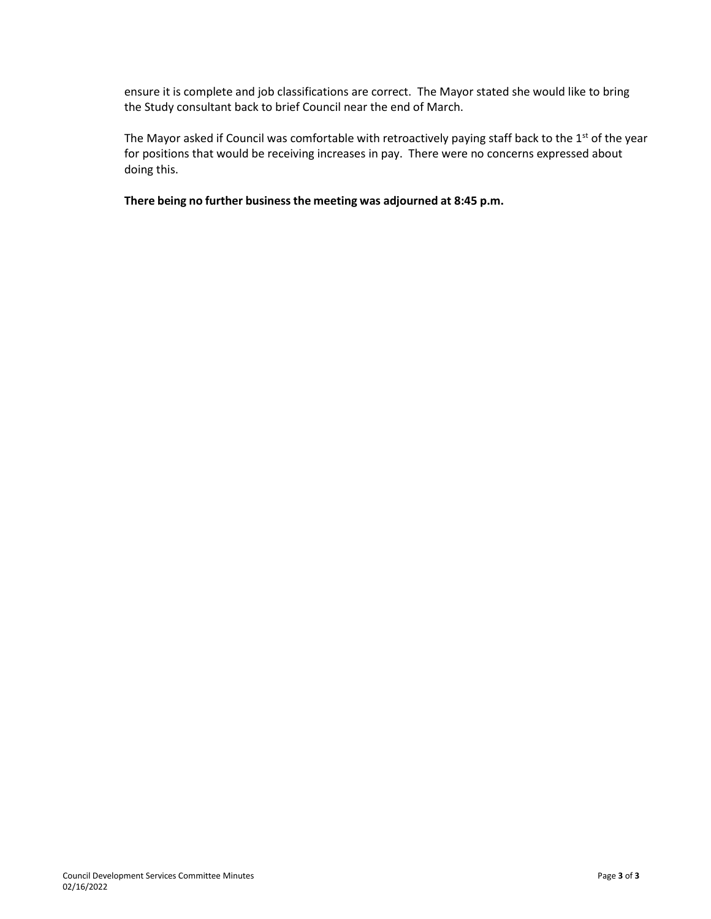ensure it is complete and job classifications are correct. The Mayor stated she would like to bring the Study consultant back to brief Council near the end of March.

The Mayor asked if Council was comfortable with retroactively paying staff back to the 1st of the year for positions that would be receiving increases in pay. There were no concerns expressed about doing this.

**There being no further business the meeting was adjourned at 8:45 p.m.**